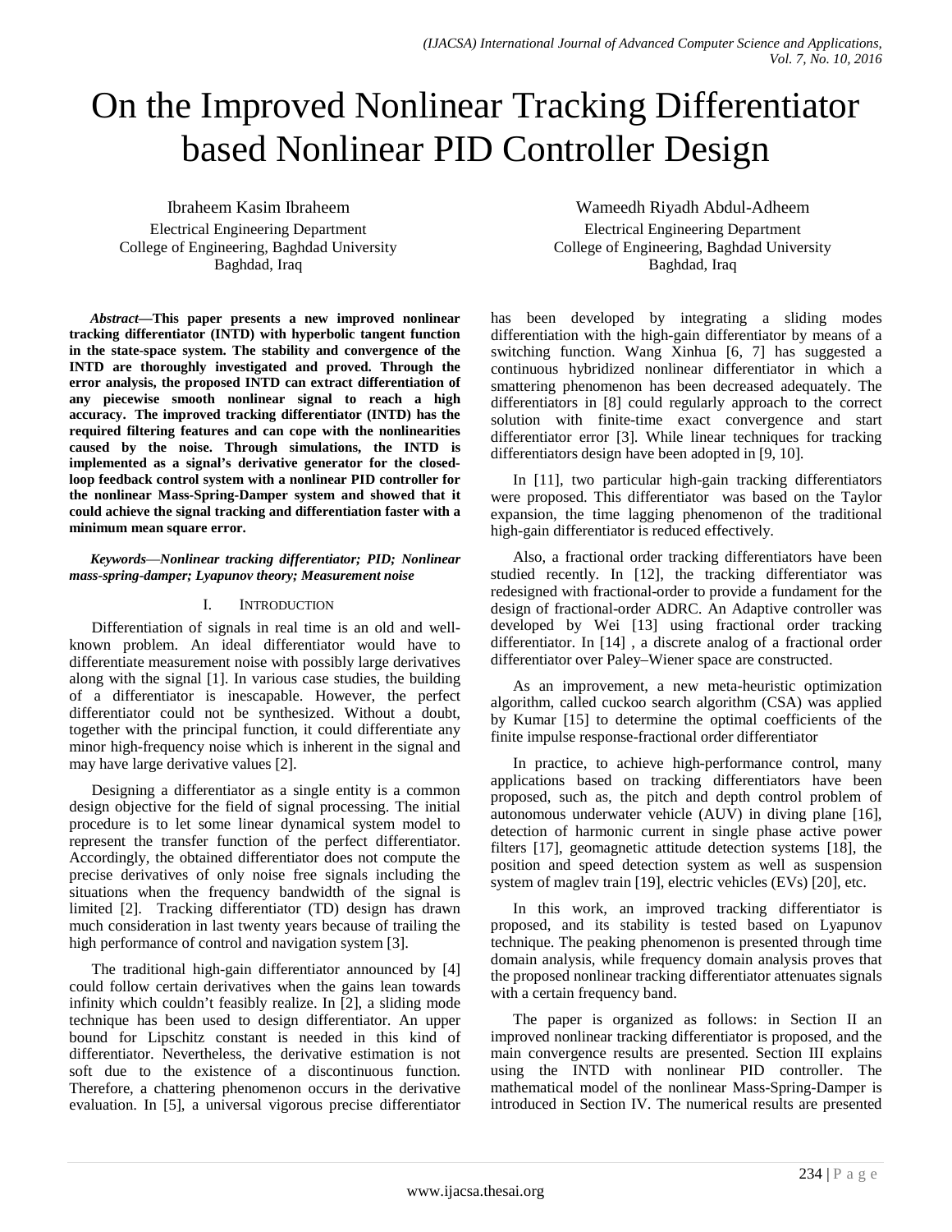# On the Improved Nonlinear Tracking Differentiator based Nonlinear PID Controller Design

Ibraheem Kasim Ibraheem
Electrical Engineering Department
College of Engineering, Baghdad University
Baghdad, Iraq

Wameedh Riyadh Abdul-Adheem
Electrical Engineering Department
College of Engineering, Baghdad University
Baghdad, Iraq

***Abstract*—This paper presents a new improved nonlinear tracking differentiator (INTD) with hyperbolic tangent function in the state-space system. The stability and convergence of the INTD are thoroughly investigated and proved. Through the error analysis, the proposed INTD can extract differentiation of any piecewise smooth nonlinear signal to reach a high accuracy. The improved tracking differentiator (INTD) has the required filtering features and can cope with the nonlinearities caused by the noise. Through simulations, the INTD is implemented as a signal's derivative generator for the closed-loop feedback control system with a nonlinear PID controller for the nonlinear Mass-Spring-Damper system and showed that it could achieve the signal tracking and differentiation faster with a minimum mean square error.**

***Keywords*—*Nonlinear tracking differentiator; PID; Nonlinear mass-spring-damper; Lyapunov theory; Measurement noise***

## I. Introduction

Differentiation of signals in real time is an old and well-known problem. An ideal differentiator would have to differentiate measurement noise with possibly large derivatives along with the signal [1]. In various case studies, the building of a differentiator is inescapable. However, the perfect differentiator could not be synthesized. Without a doubt, together with the principal function, it could differentiate any minor high-frequency noise which is inherent in the signal and may have large derivative values [2].

Designing a differentiator as a single entity is a common design objective for the field of signal processing. The initial procedure is to let some linear dynamical system model to represent the transfer function of the perfect differentiator. Accordingly, the obtained differentiator does not compute the precise derivatives of only noise free signals including the situations when the frequency bandwidth of the signal is limited [2]. Tracking differentiator (TD) design has drawn much consideration in last twenty years because of trailing the high performance of control and navigation system [3].

The traditional high-gain differentiator announced by [4] could follow certain derivatives when the gains lean towards infinity which couldn't feasibly realize. In [2], a sliding mode technique has been used to design differentiator. An upper bound for Lipschitz constant is needed in this kind of differentiator. Nevertheless, the derivative estimation is not soft due to the existence of a discontinuous function. Therefore, a chattering phenomenon occurs in the derivative evaluation. In [5], a universal vigorous precise differentiator has been developed by integrating a sliding modes differentiation with the high-gain differentiator by means of a switching function. Wang Xinhua [6, 7] has suggested a continuous hybridized nonlinear differentiator in which a smattering phenomenon has been decreased adequately. The differentiators in [8] could regularly approach to the correct solution with finite-time exact convergence and start differentiator error [3]. While linear techniques for tracking differentiators design have been adopted in [9, 10].

In [11], two particular high-gain tracking differentiators were proposed. This differentiator was based on the Taylor expansion, the time lagging phenomenon of the traditional high-gain differentiator is reduced effectively.

Also, a fractional order tracking differentiators have been studied recently. In [12], the tracking differentiator was redesigned with fractional-order to provide a fundament for the design of fractional-order ADRC. An Adaptive controller was developed by Wei [13] using fractional order tracking differentiator. In [14] , a discrete analog of a fractional order differentiator over Paley–Wiener space are constructed.

As an improvement, a new meta-heuristic optimization algorithm, called cuckoo search algorithm (CSA) was applied by Kumar [15] to determine the optimal coefficients of the finite impulse response-fractional order differentiator

In practice, to achieve high-performance control, many applications based on tracking differentiators have been proposed, such as, the pitch and depth control problem of autonomous underwater vehicle (AUV) in diving plane [16], detection of harmonic current in single phase active power filters [17], geomagnetic attitude detection systems [18], the position and speed detection system as well as suspension system of maglev train [19], electric vehicles (EVs) [20], etc.

In this work, an improved tracking differentiator is proposed, and its stability is tested based on Lyapunov technique. The peaking phenomenon is presented through time domain analysis, while frequency domain analysis proves that the proposed nonlinear tracking differentiator attenuates signals with a certain frequency band.

The paper is organized as follows: in Section II an improved nonlinear tracking differentiator is proposed, and the main convergence results are presented. Section III explains using the INTD with nonlinear PID controller. The mathematical model of the nonlinear Mass-Spring-Damper is introduced in Section IV. The numerical results are presented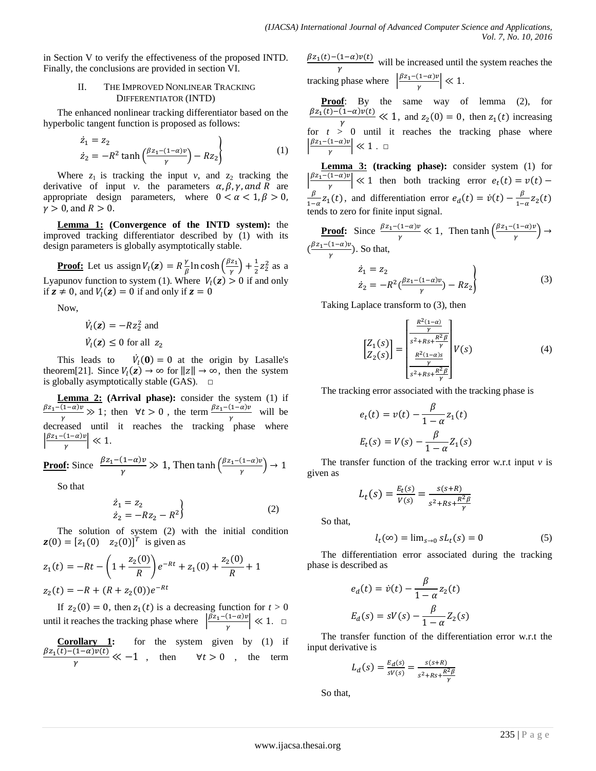in Section V to verify the effectiveness of the proposed INTD. Finally, the conclusions are provided in section VI.

## II. The Improved Nonlinear Tracking Differentiator (INTD)

The enhanced nonlinear tracking differentiator based on the hyperbolic tangent function is proposed as follows:

$$\left.\begin{aligned} \dot{z}_1 &= z_2 \\ \dot{z}_2 &= -R^2 \tanh\left(\frac{\beta z_1 - (1-\alpha)v}{\gamma}\right) - R z_2 \end{aligned}\right\} \tag{1}$$

Where $z_1$ is tracking the input $v$, and $z_2$ tracking the derivative of input $v$. the parameters $\alpha, \beta, \gamma, and\ R$ are appropriate design parameters, where $0 < \alpha < 1, \beta > 0$, $\gamma > 0$, and $R > 0$.

**Lemma 1: (Convergence of the INTD system):** the improved tracking differentiator described by (1) with its design parameters is globally asymptotically stable.

**Proof:** Let us assign $V_l(\boldsymbol{z}) = R\frac{\gamma}{\beta}\ln\cosh\left(\frac{\beta z_1}{\gamma}\right) + \frac{1}{2}z_2^2$ as a Lyapunov function to system (1). Where $V_l(\boldsymbol{z}) > 0$ if and only if $\boldsymbol{z} \neq 0$, and $V_l(\boldsymbol{z}) = 0$ if and only if $\boldsymbol{z} = 0$

Now,

$\dot{V}_l(\boldsymbol{z}) = -R z_2^2$ and

$\dot{V}_l(\boldsymbol{z}) \leq 0$ for all $z_2$

This leads to $\dot{V}_l(\boldsymbol{0}) = 0$ at the origin by Lasalle's theorem[21]. Since $V_l(\boldsymbol{z}) \to \infty$ for $\|z\| \to \infty$, then the system is globally asymptotically stable (GAS). □

**Lemma 2: (Arrival phase):** consider the system (1) if $\frac{\beta z_1 - (1-\alpha)v}{\gamma} \gg 1$; then $\forall t > 0$, the term $\frac{\beta z_1 - (1-\alpha)v}{\gamma}$ will be decreased until it reaches the tracking phase where $\left|\frac{\beta z_1 - (1-\alpha)v}{\gamma}\right| \ll 1$.

**Proof:** Since $\frac{\beta z_1 - (1-\alpha)v}{\gamma} \gg 1$, Then $\tanh\left(\frac{\beta z_1 - (1-\alpha)v}{\gamma}\right) \to 1$

So that

$$\left.\begin{aligned} \dot{z}_1 &= z_2 \\ \dot{z}_2 &= -R z_2 - R^2 \end{aligned}\right\} \tag{2}$$

The solution of system (2) with the initial condition $\boldsymbol{z}(0) = [z_1(0) \quad z_2(0)]^T$ is given as

$$z_1(t) = -Rt - \left(1 + \frac{z_2(0)}{R}\right)e^{-Rt} + z_1(0) + \frac{z_2(0)}{R} + 1$$

$$z_2(t) = -R + (R + z_2(0))e^{-Rt}$$

If $z_2(0) = 0$, then $z_1(t)$ is a decreasing function for $t > 0$ until it reaches the tracking phase where $\left|\frac{\beta z_1 - (1-\alpha)v}{\gamma}\right| \ll 1$. □

**Corollary 1:** for the system given by (1) if $\frac{\beta z_1(t) - (1-\alpha)v(t)}{\gamma} \ll -1$, then $\forall t > 0$, the term $\frac{\beta z_1(t) - (1-\alpha)v(t)}{\gamma}$ will be increased until the system reaches the tracking phase where $\left|\frac{\beta z_1 - (1-\alpha)v}{\gamma}\right| \ll 1$.

**Proof**: By the same way of lemma (2), for $\frac{\beta z_1(t) - (1-\alpha)v(t)}{\gamma} \ll 1$, and $z_2(0) = 0$, then $z_1(t)$ increasing for $t > 0$ until it reaches the tracking phase where $\left|\frac{\beta z_1 - (1-\alpha)v}{\gamma}\right| \ll 1$. □

**Lemma 3: (tracking phase):** consider system (1) for $\left|\frac{\beta z_1 - (1-\alpha)v}{\gamma}\right| \ll 1$ then both tracking error $e_t(t) = v(t) - \frac{\beta}{1-\alpha}z_1(t)$, and differentiation error $e_d(t) = \dot{v}(t) - \frac{\beta}{1-\alpha}z_2(t)$ tends to zero for finite input signal.

**Proof:** Since $\frac{\beta z_1 - (1-\alpha)v}{\gamma} \ll 1$, Then $\tanh\left(\frac{\beta z_1 - (1-\alpha)v}{\gamma}\right) \to (\frac{\beta z_1 - (1-\alpha)v}{\gamma})$. So that,

$$\left.\begin{aligned} \dot{z}_1 &= z_2 \\ \dot{z}_2 &= -R^2(\frac{\beta z_1 - (1-\alpha)v}{\gamma}) - R z_2 \end{aligned}\right\} \tag{3}$$

Taking Laplace transform to (3), then

$$\begin{bmatrix} Z_1(s) \\ Z_2(s) \end{bmatrix} = \begin{bmatrix} \dfrac{\frac{R^2(1-\alpha)}{\gamma}}{s^2 + Rs + \frac{R^2\beta}{\gamma}} \\ \dfrac{\frac{R^2(1-\alpha)s}{\gamma}}{s^2 + Rs + \frac{R^2\beta}{\gamma}} \end{bmatrix} V(s) \tag{4}$$

The tracking error associated with the tracking phase is

$$e_t(t) = v(t) - \frac{\beta}{1-\alpha}z_1(t)$$

$$E_t(s) = V(s) - \frac{\beta}{1-\alpha}Z_1(s)$$

The transfer function of the tracking error w.r.t input $v$ is given as

$$L_t(s) = \frac{E_t(s)}{V(s)} = \frac{s(s+R)}{s^2 + Rs + \frac{R^2\beta}{\gamma}}$$

So that,

$$l_t(\infty) = \lim_{s\to 0} sL_t(s) = 0 \tag{5}$$

The differentiation error associated during the tracking phase is described as

$$e_d(t) = \dot{v}(t) - \frac{\beta}{1-\alpha}z_2(t)$$

$$E_d(s) = sV(s) - \frac{\beta}{1-\alpha}Z_2(s)$$

The transfer function of the differentiation error w.r.t the input derivative is

$$L_d(s) = \frac{E_d(s)}{sV(s)} = \frac{s(s+R)}{s^2 + Rs + \frac{R^2\beta}{\gamma}}$$

So that,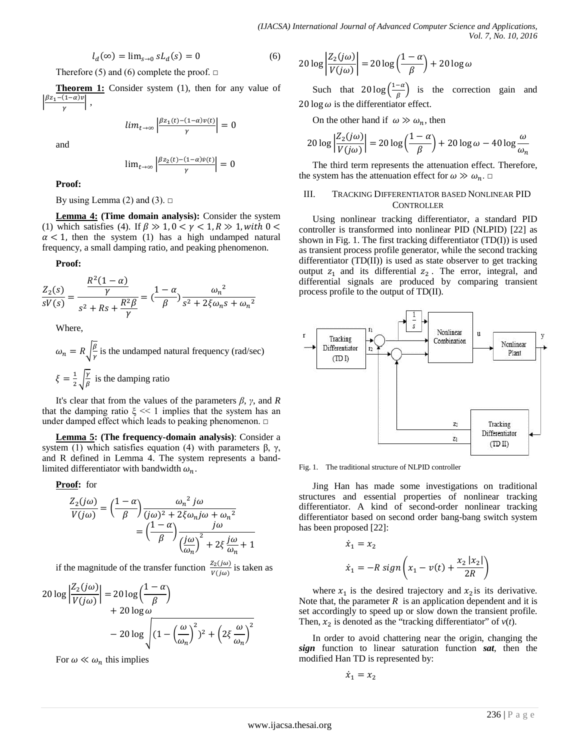$$l_d(\infty) = \lim_{s\to 0} sL_d(s) = 0 \tag{6}$$

Therefore (5) and (6) complete the proof. □

**Theorem 1:** Consider system (1), then for any value of $\left|\frac{\beta z_1-(1-\alpha)v}{\gamma}\right|$,

$$lim_{t\to\infty}\left|\frac{\beta z_1(t)-(1-\alpha)v(t)}{\gamma}\right| = 0$$

and

$$\lim_{t\to\infty}\left|\frac{\beta z_2(t)-(1-\alpha)\dot{v}(t)}{\gamma}\right| = 0$$

**Proof:**

By using Lemma (2) and (3). □

**Lemma 4: (Time domain analysis):** Consider the system (1) which satisfies (4). If $\beta \gg 1, 0<\gamma<1, R \gg 1, with\ 0 < \alpha < 1$, then the system (1) has a high undamped natural frequency, a small damping ratio, and peaking phenomenon.

**Proof:**

$$\frac{Z_2(s)}{sV(s)} = \frac{\frac{R^2(1-\alpha)}{\gamma}}{s^2+Rs+\frac{R^2\beta}{\gamma}} = \left(\frac{1-\alpha}{\beta}\right)\frac{{\omega_n}^2}{s^2+2\xi\omega_n s+{\omega_n}^2}$$

Where,

$\omega_n = R\sqrt{\frac{\beta}{\gamma}}$ is the undamped natural frequency (rad/sec)

$\xi = \frac{1}{2}\sqrt{\frac{\gamma}{\beta}}$ is the damping ratio

It's clear that from the values of the parameters $\beta$, $\gamma$, and $R$ that the damping ratio $\xi \ll 1$ implies that the system has an under damped effect which leads to peaking phenomenon. □

**Lemma 5: (The frequency-domain analysis)**: Consider a system (1) which satisfies equation (4) with parameters β, γ, and R defined in Lemma 4. The system represents a band-limited differentiator with bandwidth $\omega_n$.

**Proof:** for

$$\frac{Z_2(j\omega)}{V(j\omega)} = \left(\frac{1-\alpha}{\beta}\right)\frac{{\omega_n}^2 j\omega}{(j\omega)^2+2\xi\omega_n j\omega+{\omega_n}^2} = \left(\frac{1-\alpha}{\beta}\right)\frac{j\omega}{\left(\frac{j\omega}{\omega_n}\right)^2+2\xi\frac{j\omega}{\omega_n}+1}$$

if the magnitude of the transfer function $\frac{Z_2(j\omega)}{V(j\omega)}$ is taken as

$$20\log\left|\frac{Z_2(j\omega)}{V(j\omega)}\right| = 20\log\left(\frac{1-\alpha}{\beta}\right) + 20\log\omega - 20\log\sqrt{(1-\left(\frac{\omega}{\omega_n}\right)^2)^2+\left(2\xi\frac{\omega}{\omega_n}\right)^2}$$

For $\omega \ll \omega_n$ this implies

$$20\log\left|\frac{Z_2(j\omega)}{V(j\omega)}\right| = 20\log\left(\frac{1-\alpha}{\beta}\right) + 20\log\omega$$

Such that $20\log\left(\frac{1-\alpha}{\beta}\right)$ is the correction gain and $20\log\omega$ is the differentiator effect.

On the other hand if $\omega \gg \omega_n$, then

$$20\log\left|\frac{Z_2(j\omega)}{V(j\omega)}\right| = 20\log\left(\frac{1-\alpha}{\beta}\right) + 20\log\omega - 40\log\frac{\omega}{\omega_n}$$

The third term represents the attenuation effect. Therefore, the system has the attenuation effect for $\omega \gg \omega_n$. □

## III. Tracking Differentiator based Nonlinear PID Controller

Using nonlinear tracking differentiator, a standard PID controller is transformed into nonlinear PID (NLPID) [22] as shown in Fig. 1. The first tracking differentiator (TD(I)) is used as transient process profile generator, while the second tracking differentiator (TD(II)) is used as state observer to get tracking output $z_1$ and its differential $z_2$. The error, integral, and differential signals are produced by comparing transient process profile to the output of TD(II).

Fig. 1. The traditional structure of NLPID controller

Jing Han has made some investigations on traditional structures and essential properties of nonlinear tracking differentiator. A kind of second-order nonlinear tracking differentiator based on second order bang-bang switch system has been proposed [22]:

$$\dot{x}_1 = x_2$$

$$\dot{x}_1 = -R\ sign\left(x_1 - v(t) + \frac{x_2\,|x_2|}{2R}\right)$$

where $x_1$ is the desired trajectory and $x_2$ is its derivative. Note that, the parameter $R$ is an application dependent and it is set accordingly to speed up or slow down the transient profile. Then, $x_2$ is denoted as the "tracking differentiator" of $v(t)$.

In order to avoid chattering near the origin, changing the ***sign*** function to linear saturation function ***sat***, then the modified Han TD is represented by:

$$\dot{x}_1 = x_2$$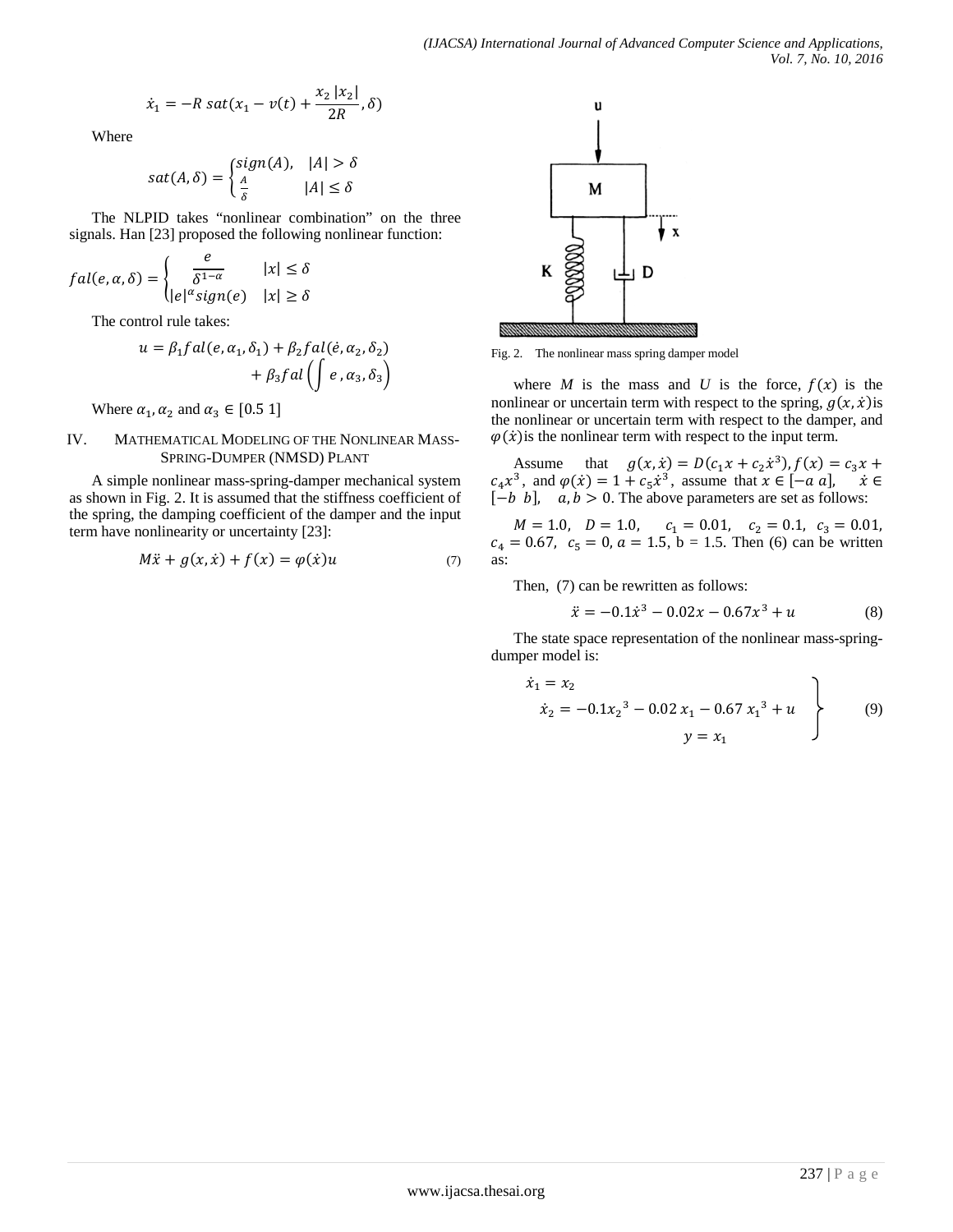$$\dot{x}_1 = -R\ sat(x_1 - v(t) + \frac{x_2\,|x_2|}{2R}, \delta)$$

Where

$$sat(A,\delta) = \begin{cases} sign(A), & |A| > \delta \\ \frac{A}{\delta} & |A| \le \delta \end{cases}$$

The NLPID takes "nonlinear combination" on the three signals. Han [23] proposed the following nonlinear function:

$$fal(e,\alpha,\delta) = \begin{cases} \dfrac{e}{\delta^{1-\alpha}} & |x| \le \delta \\ |e|^{\alpha} sign(e) & |x| \ge \delta \end{cases}$$

The control rule takes:

$$u = \beta_1 fal(e, \alpha_1, \delta_1) + \beta_2 fal(\dot{e}, \alpha_2, \delta_2) + \beta_3 fal\left(\int e\,, \alpha_3, \delta_3\right)$$

Where $\alpha_1, \alpha_2$ and $\alpha_3 \in [0.5\ 1]$

## IV. Mathematical Modeling of the Nonlinear Mass-Spring-Dumper (NMSD) Plant

A simple nonlinear mass-spring-damper mechanical system as shown in Fig. 2. It is assumed that the stiffness coefficient of the spring, the damping coefficient of the damper and the input term have nonlinearity or uncertainty [23]:

$$M\ddot{x} + g(x,\dot{x}) + f(x) = \varphi(\dot{x})u \tag{7}$$

Fig. 2. The nonlinear mass spring damper model

where $M$ is the mass and $U$ is the force, $f(x)$ is the nonlinear or uncertain term with respect to the spring, $g(x,\dot{x})$is the nonlinear or uncertain term with respect to the damper, and $\varphi(\dot{x})$is the nonlinear term with respect to the input term.

Assume that $g(x,\dot{x}) = D(c_1 x + c_2 \dot{x}^3)$, $f(x) = c_3 x + c_4 x^3$, and $\varphi(\dot{x}) = 1 + c_5 \dot{x}^3$, assume that $x \in [-a\ a]$, $\dot{x} \in [-b\ b]$, $a, b > 0$. The above parameters are set as follows:

$M = 1.0$, $D = 1.0$, $c_1 = 0.01$, $c_2 = 0.1$, $c_3 = 0.01$, $c_4 = 0.67$, $c_5 = 0$, $a = 1.5$, b = 1.5. Then (6) can be written as:

Then, (7) can be rewritten as follows:

$$\ddot{x} = -0.1\dot{x}^3 - 0.02x - 0.67x^3 + u \tag{8}$$

The state space representation of the nonlinear mass-spring-dumper model is:

$$\left.\begin{aligned} \dot{x}_1 &= x_2 \\ \dot{x}_2 &= -0.1{x_2}^3 - 0.02\,x_1 - 0.67\,{x_1}^3 + u \\ y &= x_1 \end{aligned}\right\} \tag{9}$$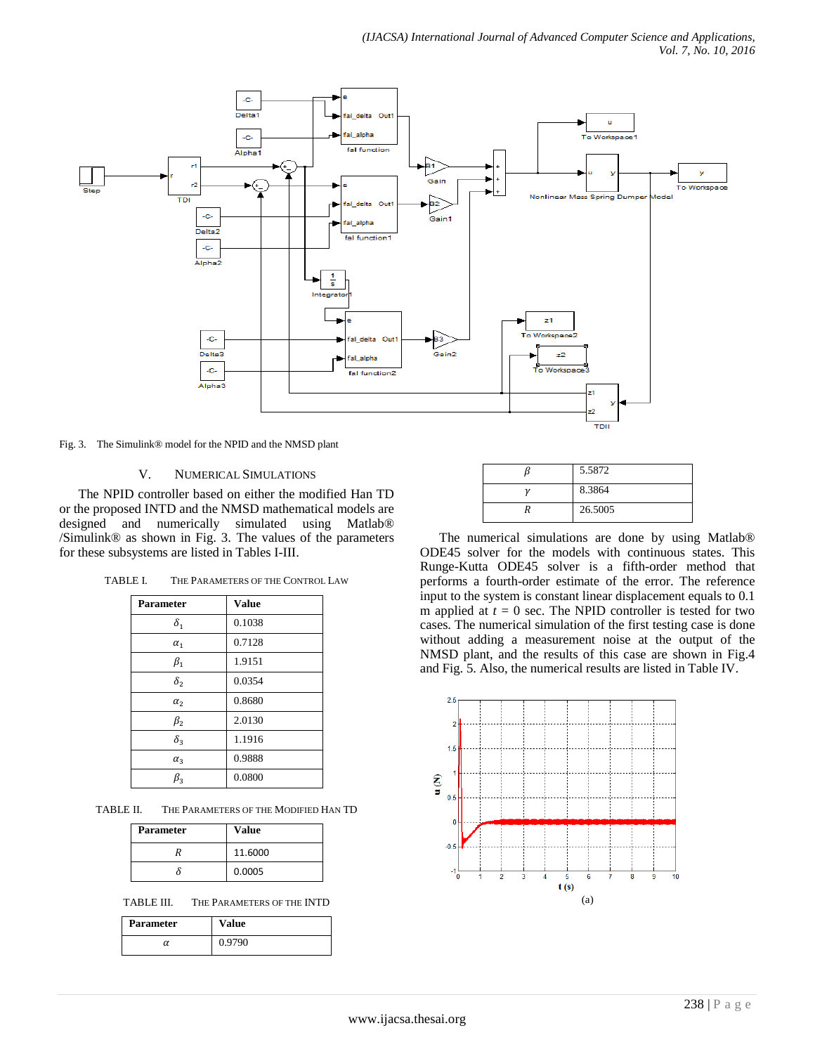Fig. 3. The Simulink® model for the NPID and the NMSD plant

## V. Numerical Simulations

The NPID controller based on either the modified Han TD or the proposed INTD and the NMSD mathematical models are designed and numerically simulated using Matlab® /Simulink® as shown in Fig. 3. The values of the parameters for these subsystems are listed in Tables I-III.

TABLE I. THE PARAMETERS OF THE CONTROL LAW

| Parameter | Value |
|---|---|
| $\delta_1$ | 0.1038 |
| $\alpha_1$ | 0.7128 |
| $\beta_1$ | 1.9151 |
| $\delta_2$ | 0.0354 |
| $\alpha_2$ | 0.8680 |
| $\beta_2$ | 2.0130 |
| $\delta_3$ | 1.1916 |
| $\alpha_3$ | 0.9888 |
| $\beta_3$ | 0.0800 |

TABLE II. THE PARAMETERS OF THE MODIFIED HAN TD

| Parameter | Value |
|---|---|
| $R$ | 11.6000 |
| $\delta$ | 0.0005 |

TABLE III. THE PARAMETERS OF THE INTD

| Parameter | Value |
|---|---|
| $\alpha$ | 0.9790 |
| $\beta$ | 5.5872 |
| $\gamma$ | 8.3864 |
| $R$ | 26.5005 |

The numerical simulations are done by using Matlab® ODE45 solver for the models with continuous states. This Runge-Kutta ODE45 solver is a fifth-order method that performs a fourth-order estimate of the error. The reference input to the system is constant linear displacement equals to 0.1 m applied at $t = 0$ sec. The NPID controller is tested for two cases. The numerical simulation of the first testing case is done without adding a measurement noise at the output of the NMSD plant, and the results of this case are shown in Fig.4 and Fig. 5. Also, the numerical results are listed in Table IV.

(a)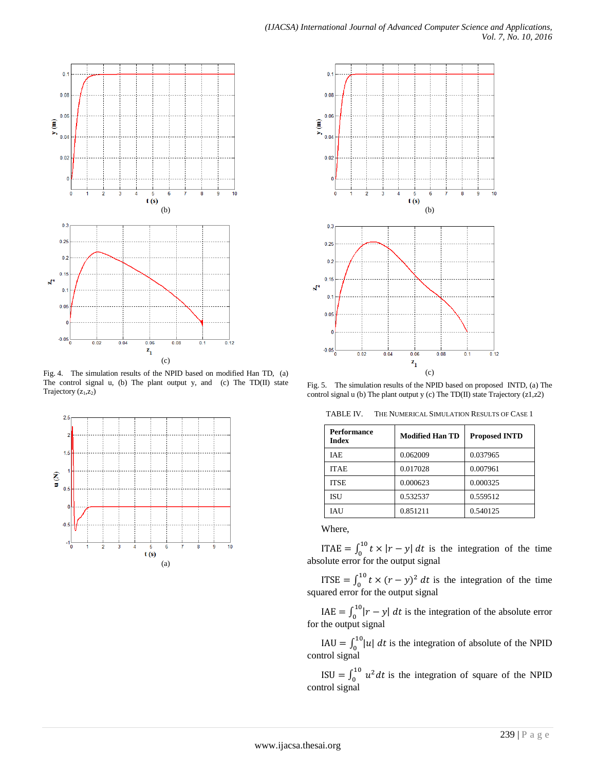(b)

(c)

Fig. 4. The simulation results of the NPID based on modified Han TD, (a) The control signal u, (b) The plant output y, and (c) The TD(II) state Trajectory ($z_1$,$z_2$)

(a)

(b)

(c)

Fig. 5. The simulation results of the NPID based on proposed INTD, (a) The control signal u (b) The plant output y (c) The TD(II) state Trajectory (z1,z2)

TABLE IV. THE NUMERICAL SIMULATION RESULTS OF CASE 1

| Performance Index | Modified Han TD | Proposed INTD |
|---|---|---|
| IAE | 0.062009 | 0.037965 |
| ITAE | 0.017028 | 0.007961 |
| ITSE | 0.000623 | 0.000325 |
| ISU | 0.532537 | 0.559512 |
| IAU | 0.851211 | 0.540125 |

Where,

ITAE $= \int_0^{10} t \times |r - y| \, dt$ is the integration of the time absolute error for the output signal

ITSE $= \int_0^{10} t \times (r - y)^2 \, dt$ is the integration of the time squared error for the output signal

IAE $= \int_0^{10} |r - y| \, dt$ is the integration of the absolute error for the output signal

IAU $= \int_0^{10} |u| \, dt$ is the integration of absolute of the NPID control signal

ISU $= \int_0^{10} u^2 dt$ is the integration of square of the NPID control signal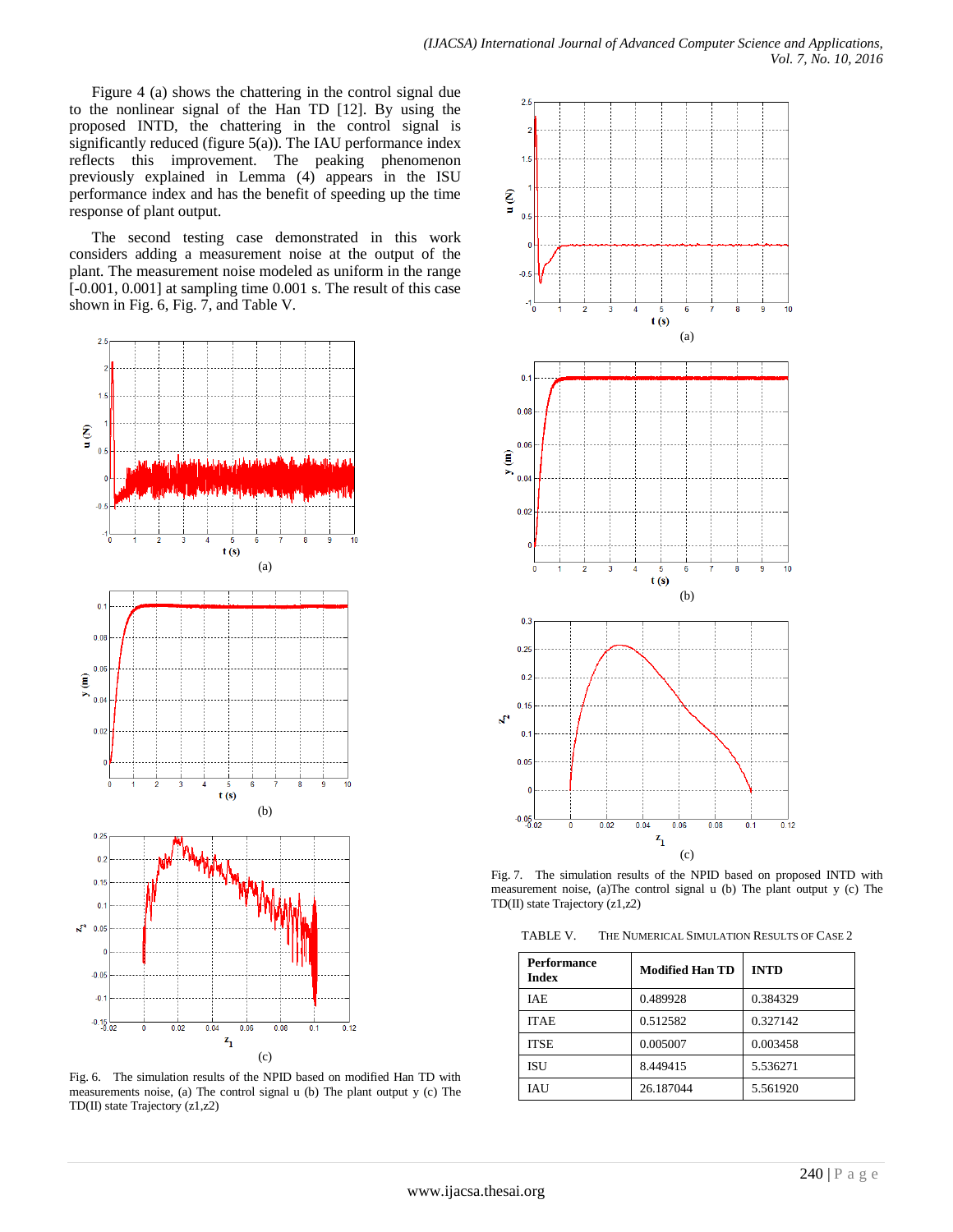Figure 4 (a) shows the chattering in the control signal due to the nonlinear signal of the Han TD [12]. By using the proposed INTD, the chattering in the control signal is significantly reduced (figure 5(a)). The IAU performance index reflects this improvement. The peaking phenomenon previously explained in Lemma (4) appears in the ISU performance index and has the benefit of speeding up the time response of plant output.

The second testing case demonstrated in this work considers adding a measurement noise at the output of the plant. The measurement noise modeled as uniform in the range [-0.001, 0.001] at sampling time 0.001 s. The result of this case shown in Fig. 6, Fig. 7, and Table V.

(a)

(b)

(c)

Fig. 6. The simulation results of the NPID based on modified Han TD with measurements noise, (a) The control signal u (b) The plant output y (c) The TD(II) state Trajectory (z1,z2)

(a)

(b)

(c)

Fig. 7. The simulation results of the NPID based on proposed INTD with measurement noise, (a)The control signal u (b) The plant output y (c) The TD(II) state Trajectory (z1,z2)

TABLE V. THE NUMERICAL SIMULATION RESULTS OF CASE 2

| Performance Index | Modified Han TD | INTD |
| --- | --- | --- |
| IAE | 0.489928 | 0.384329 |
| ITAE | 0.512582 | 0.327142 |
| ITSE | 0.005007 | 0.003458 |
| ISU | 8.449415 | 5.536271 |
| IAU | 26.187044 | 5.561920 |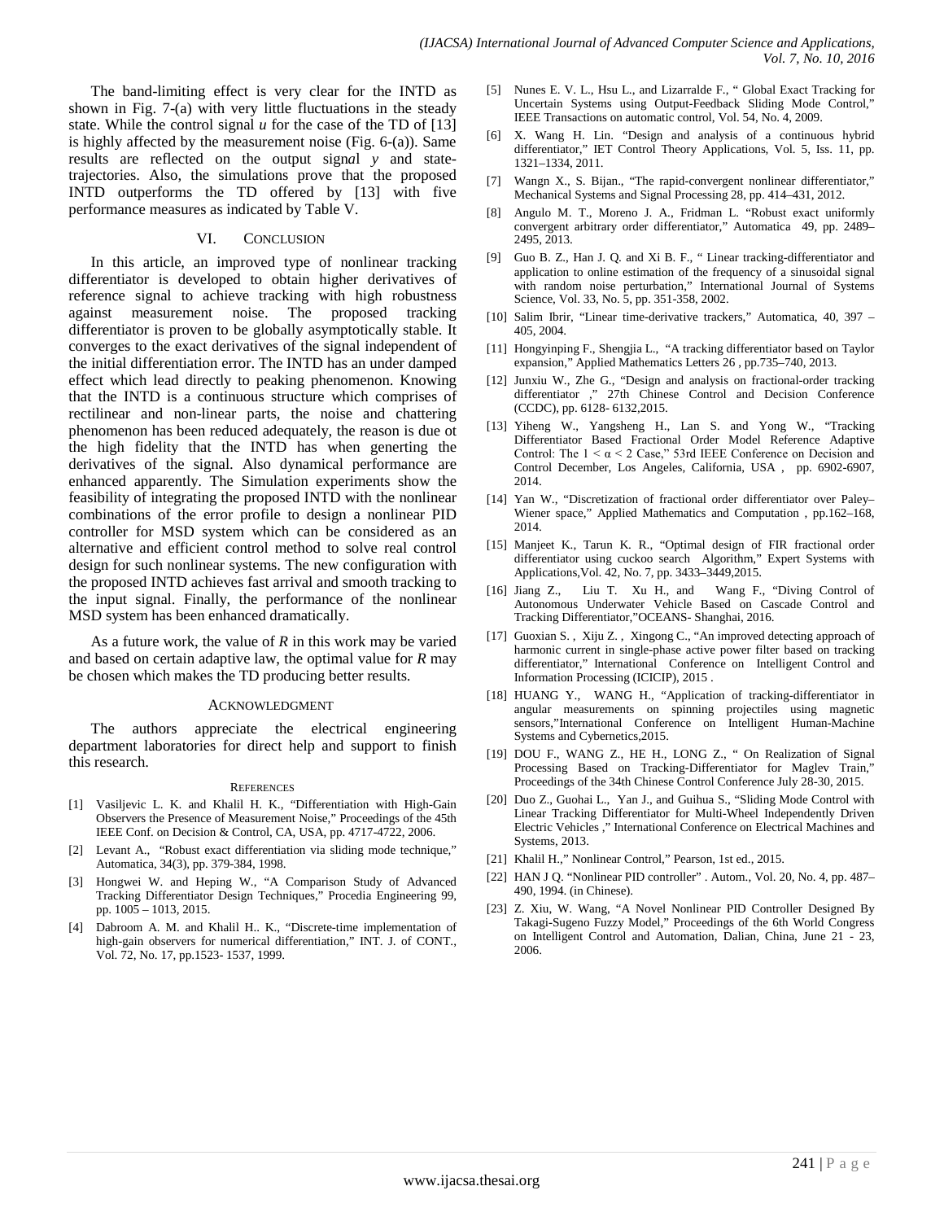The band-limiting effect is very clear for the INTD as shown in Fig. 7-(a) with very little fluctuations in the steady state. While the control signal $u$ for the case of the TD of [13] is highly affected by the measurement noise (Fig. 6-(a)). Same results are reflected on the output signal $y$ and state-trajectories. Also, the simulations prove that the proposed INTD outperforms the TD offered by [13] with five performance measures as indicated by Table V.

## VI. Conclusion

In this article, an improved type of nonlinear tracking differentiator is developed to obtain higher derivatives of reference signal to achieve tracking with high robustness against measurement noise. The proposed tracking differentiator is proven to be globally asymptotically stable. It converges to the exact derivatives of the signal independent of the initial differentiation error. The INTD has an under damped effect which lead directly to peaking phenomenon. Knowing that the INTD is a continuous structure which comprises of rectilinear and non-linear parts, the noise and chattering phenomenon has been reduced adequately, the reason is due ot the high fidelity that the INTD has when generting the derivatives of the signal. Also dynamical performance are enhanced apparently. The Simulation experiments show the feasibility of integrating the proposed INTD with the nonlinear combinations of the error profile to design a nonlinear PID controller for MSD system which can be considered as an alternative and efficient control method to solve real control design for such nonlinear systems. The new configuration with the proposed INTD achieves fast arrival and smooth tracking to the input signal. Finally, the performance of the nonlinear MSD system has been enhanced dramatically.

As a future work, the value of $R$ in this work may be varied and based on certain adaptive law, the optimal value for $R$ may be chosen which makes the TD producing better results.

## Acknowledgment

The authors appreciate the electrical engineering department laboratories for direct help and support to finish this research.

## References

[1] Vasiljevic L. K. and Khalil H. K., "Differentiation with High-Gain Observers the Presence of Measurement Noise," Proceedings of the 45th IEEE Conf. on Decision & Control, CA, USA, pp. 4717-4722, 2006.

[2] Levant A., "Robust exact differentiation via sliding mode technique," Automatica, 34(3), pp. 379-384, 1998.

[3] Hongwei W. and Heping W., "A Comparison Study of Advanced Tracking Differentiator Design Techniques," Procedia Engineering 99, pp. 1005 – 1013, 2015.

[4] Dabroom A. M. and Khalil H.. K., "Discrete-time implementation of high-gain observers for numerical differentiation," INT. J. of CONT., Vol. 72, No. 17, pp.1523- 1537, 1999.

[5] Nunes E. V. L., Hsu L., and Lizarralde F., " Global Exact Tracking for Uncertain Systems using Output-Feedback Sliding Mode Control," IEEE Transactions on automatic control, Vol. 54, No. 4, 2009.

[6] X. Wang H. Lin. "Design and analysis of a continuous hybrid differentiator," IET Control Theory Applications, Vol. 5, Iss. 11, pp. 1321–1334, 2011.

[7] Wangn X., S. Bijan., "The rapid-convergent nonlinear differentiator," Mechanical Systems and Signal Processing 28, pp. 414–431, 2012.

[8] Angulo M. T., Moreno J. A., Fridman L. "Robust exact uniformly convergent arbitrary order differentiator," Automatica 49, pp. 2489–2495, 2013.

[9] Guo B. Z., Han J. Q. and Xi B. F., " Linear tracking-differentiator and application to online estimation of the frequency of a sinusoidal signal with random noise perturbation," International Journal of Systems Science, Vol. 33, No. 5, pp. 351-358, 2002.

[10] Salim Ibrir, "Linear time-derivative trackers," Automatica, 40, 397 – 405, 2004.

[11] Hongyinping F., Shengjia L., "A tracking differentiator based on Taylor expansion," Applied Mathematics Letters 26 , pp.735–740, 2013.

[12] Junxiu W., Zhe G., "Design and analysis on fractional-order tracking differentiator ," 27th Chinese Control and Decision Conference (CCDC), pp. 6128- 6132,2015.

[13] Yiheng W., Yangsheng H., Lan S. and Yong W., "Tracking Differentiator Based Fractional Order Model Reference Adaptive Control: The $1 < \alpha < 2$ Case," 53rd IEEE Conference on Decision and Control December, Los Angeles, California, USA , pp. 6902-6907, 2014.

[14] Yan W., "Discretization of fractional order differentiator over Paley–Wiener space," Applied Mathematics and Computation , pp.162–168, 2014.

[15] Manjeet K., Tarun K. R., "Optimal design of FIR fractional order differentiator using cuckoo search Algorithm," Expert Systems with Applications,Vol. 42, No. 7, pp. 3433–3449,2015.

[16] Jiang Z., Liu T. Xu H., and Wang F., "Diving Control of Autonomous Underwater Vehicle Based on Cascade Control and Tracking Differentiator,"OCEANS- Shanghai, 2016.

[17] Guoxian S. , Xiju Z. , Xingong C., "An improved detecting approach of harmonic current in single-phase active power filter based on tracking differentiator," International Conference on Intelligent Control and Information Processing (ICICIP), 2015 .

[18] HUANG Y., WANG H., "Application of tracking-differentiator in angular measurements on spinning projectiles using magnetic sensors,"International Conference on Intelligent Human-Machine Systems and Cybernetics,2015.

[19] DOU F., WANG Z., HE H., LONG Z., " On Realization of Signal Processing Based on Tracking-Differentiator for Maglev Train," Proceedings of the 34th Chinese Control Conference July 28-30, 2015.

[20] Duo Z., Guohai L., Yan J., and Guihua S., "Sliding Mode Control with Linear Tracking Differentiator for Multi-Wheel Independently Driven Electric Vehicles ," International Conference on Electrical Machines and Systems, 2013.

[21] Khalil H.," Nonlinear Control," Pearson, 1st ed., 2015.

[22] HAN J Q. "Nonlinear PID controller" . Autom., Vol. 20, No. 4, pp. 487–490, 1994. (in Chinese).

[23] Z. Xiu, W. Wang, "A Novel Nonlinear PID Controller Designed By Takagi-Sugeno Fuzzy Model," Proceedings of the 6th World Congress on Intelligent Control and Automation, Dalian, China, June 21 - 23, 2006.